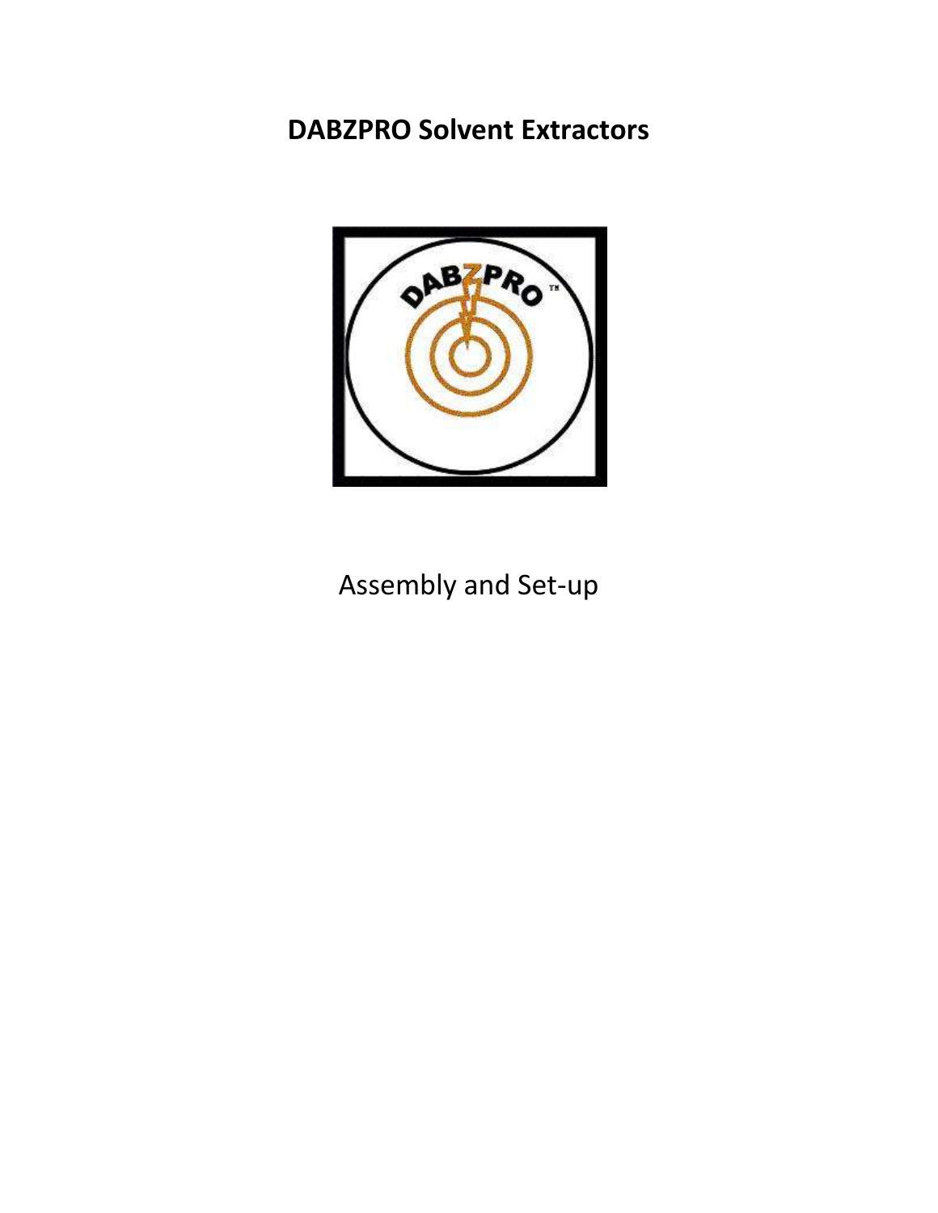# DABZPRO Solvent Extractors

Assembly and Set-up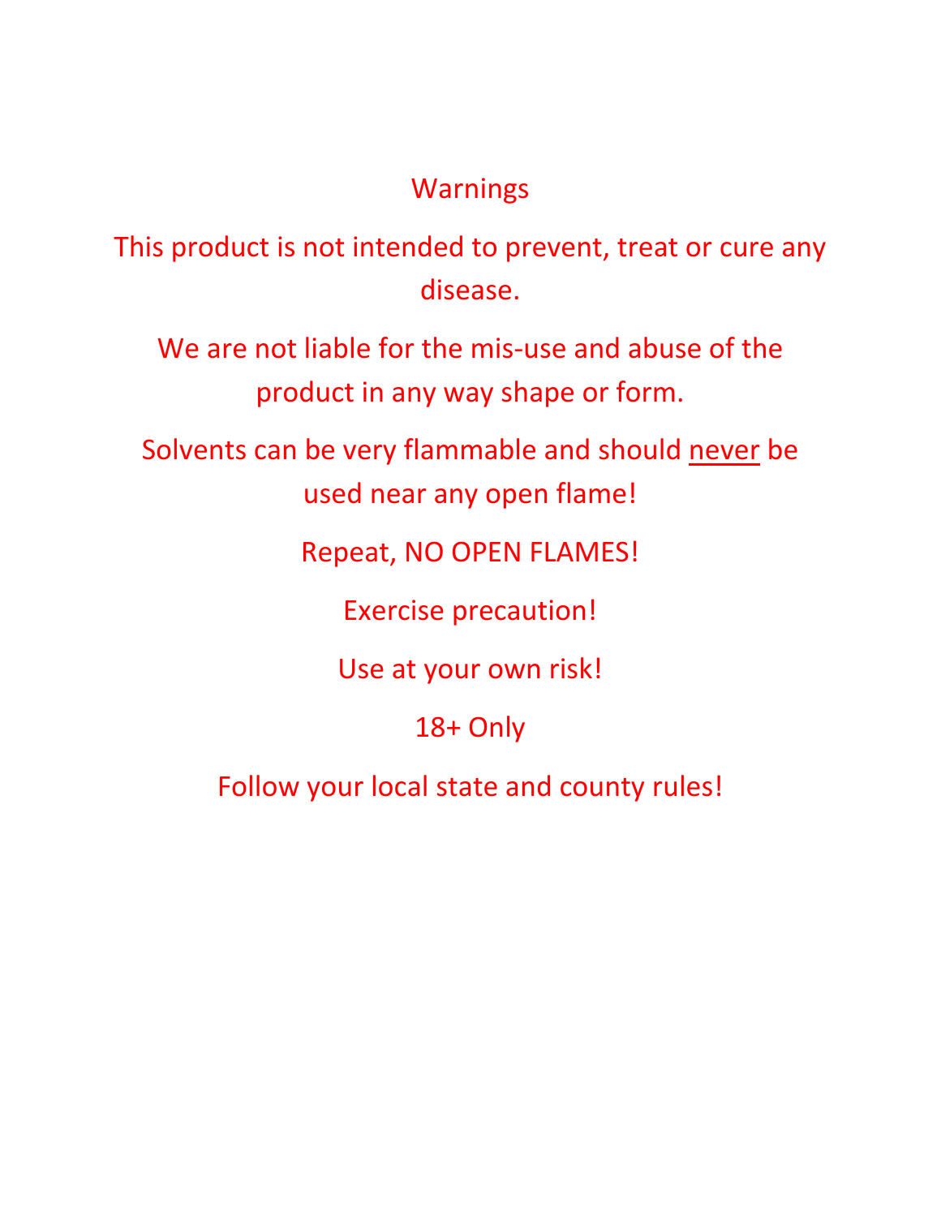# Warnings

This product is not intended to prevent, treat or cure any disease.

We are not liable for the mis-use and abuse of the product in any way shape or form.

Solvents can be very flammable and should <u>never</u> be used near any open flame!

Repeat, NO OPEN FLAMES!

Exercise precaution!

Use at your own risk!

18+ Only

Follow your local state and county rules!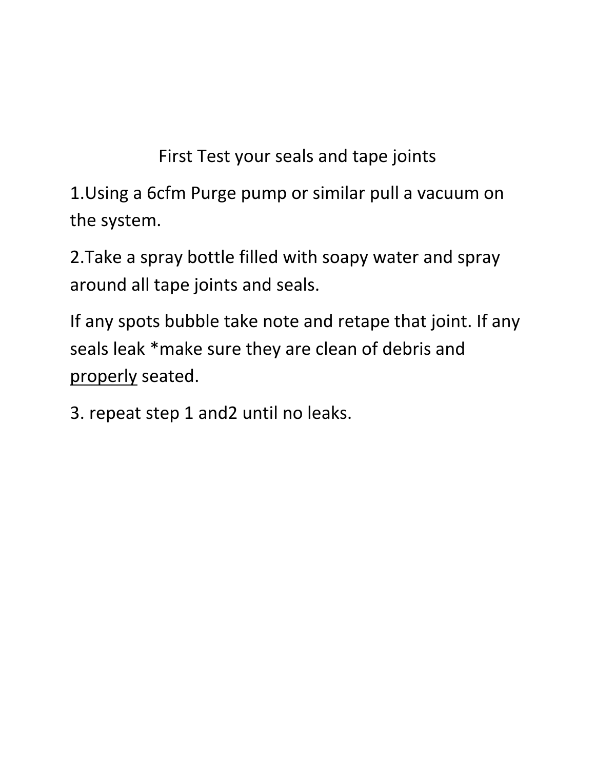First Test your seals and tape joints

1.Using a 6cfm Purge pump or similar pull a vacuum on the system.

2.Take a spray bottle filled with soapy water and spray around all tape joints and seals.

If any spots bubble take note and retape that joint. If any seals leak *make sure they are clean of debris and <u>properly</u> seated.

3. repeat step 1 and2 until no leaks.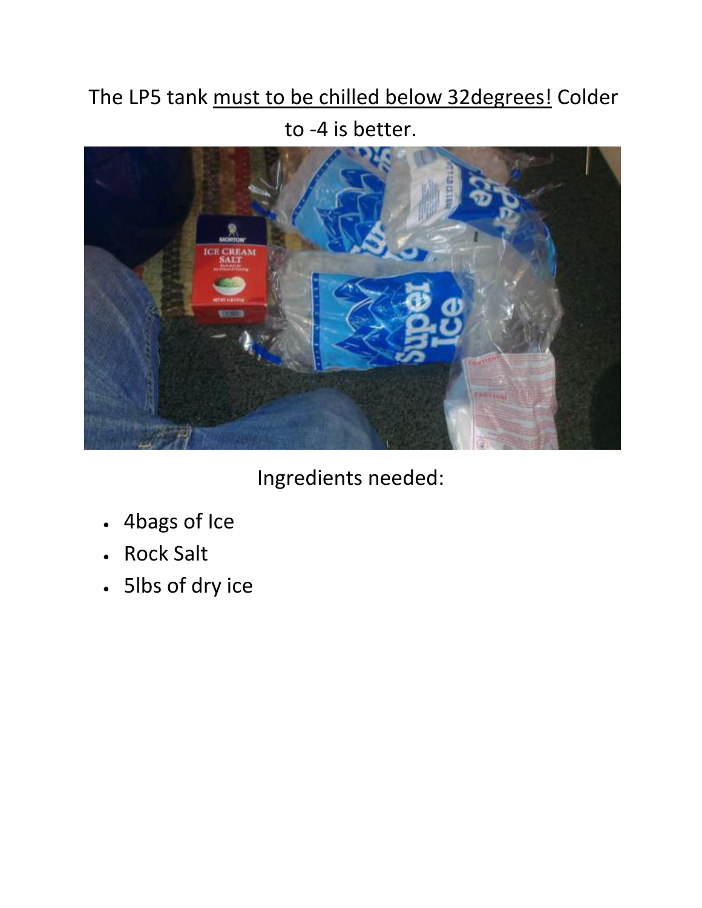The LP5 tank must to be chilled below 32degrees! Colder to -4 is better.

Ingredients needed:

- 4bags of Ice
- Rock Salt
- 5lbs of dry ice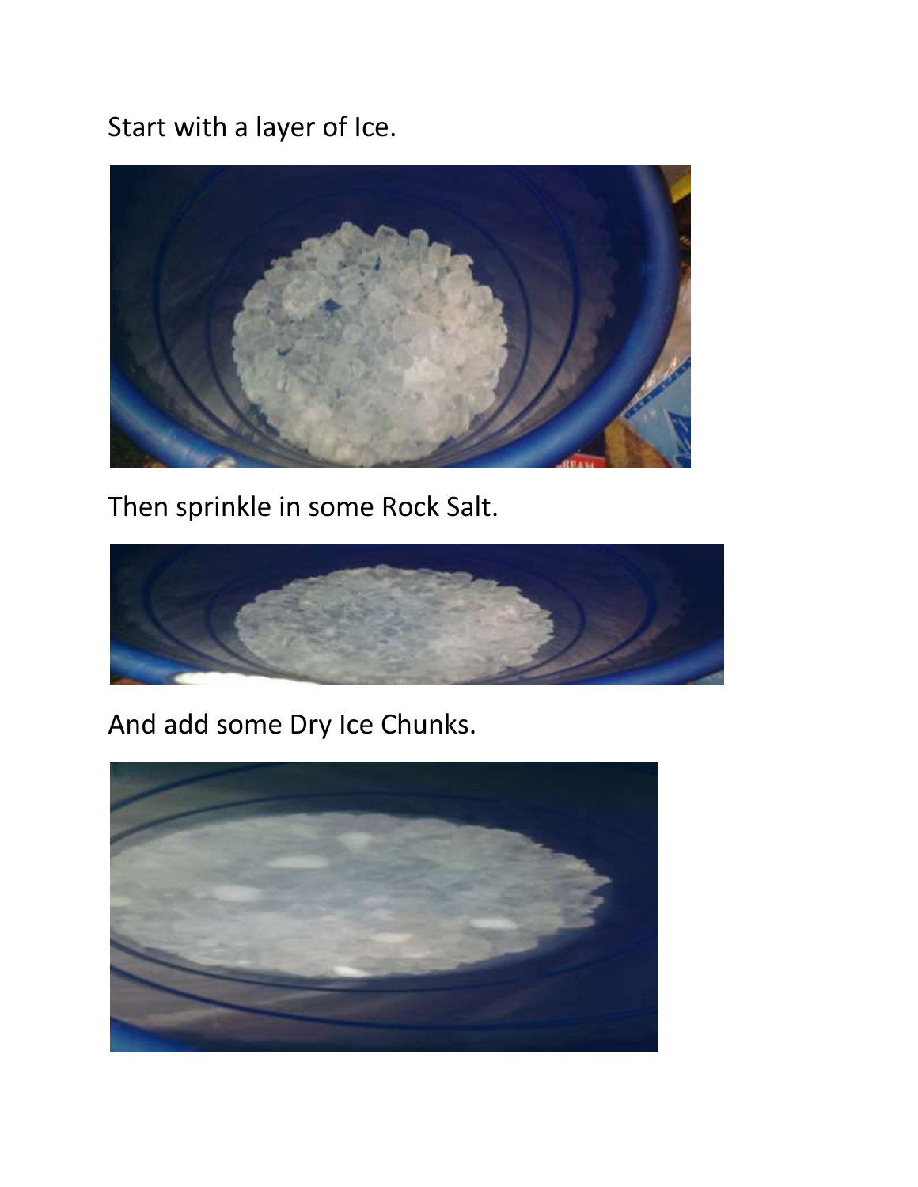Start with a layer of Ice.

Then sprinkle in some Rock Salt.

And add some Dry Ice Chunks.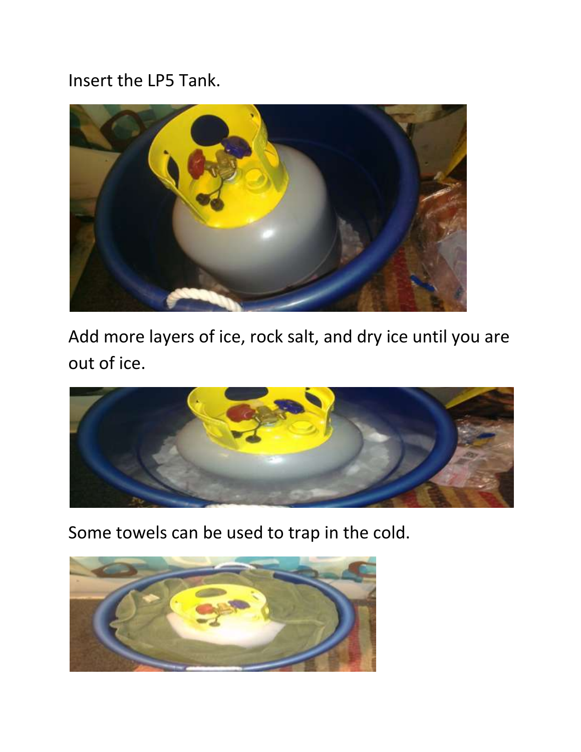Insert the LP5 Tank.

Add more layers of ice, rock salt, and dry ice until you are out of ice.

Some towels can be used to trap in the cold.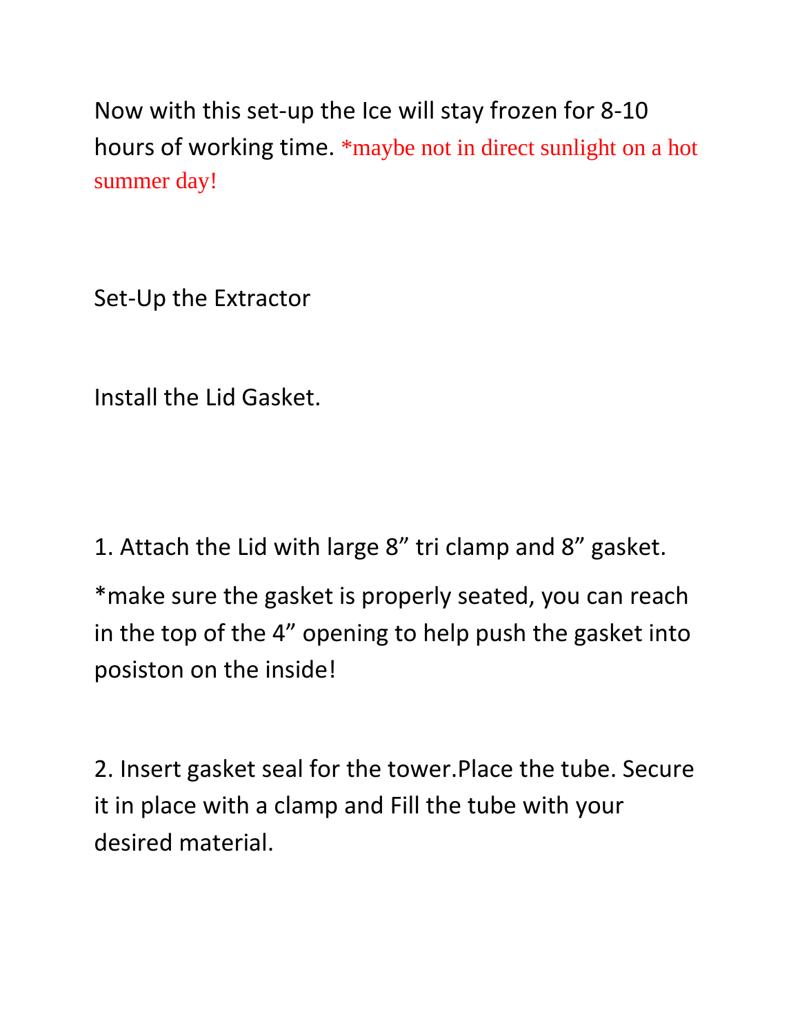Now with this set-up the Ice will stay frozen for 8-10 hours of working time. *maybe not in direct sunlight on a hot summer day!

Set-Up the Extractor

Install the Lid Gasket.

1. Attach the Lid with large 8” tri clamp and 8” gasket.

*make sure the gasket is properly seated, you can reach in the top of the 4” opening to help push the gasket into posiston on the inside!

2. Insert gasket seal for the tower.Place the tube. Secure it in place with a clamp and Fill the tube with your desired material.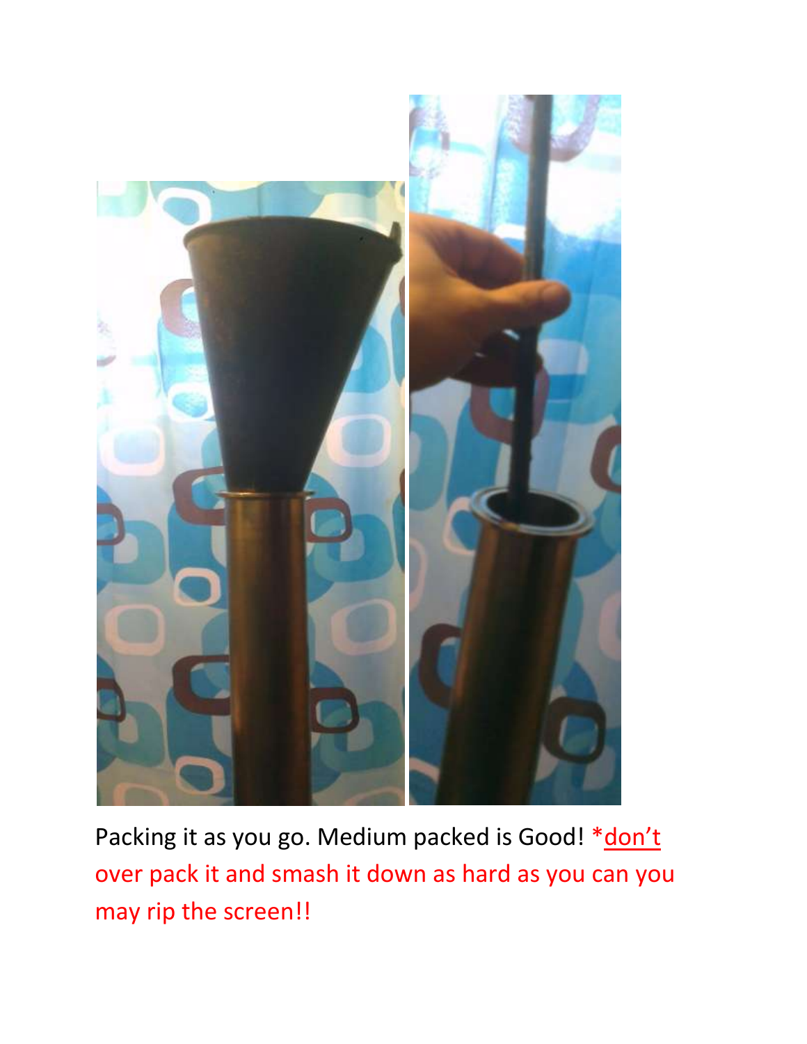Packing it as you go. Medium packed is Good! *don't over pack it and smash it down as hard as you can you may rip the screen!!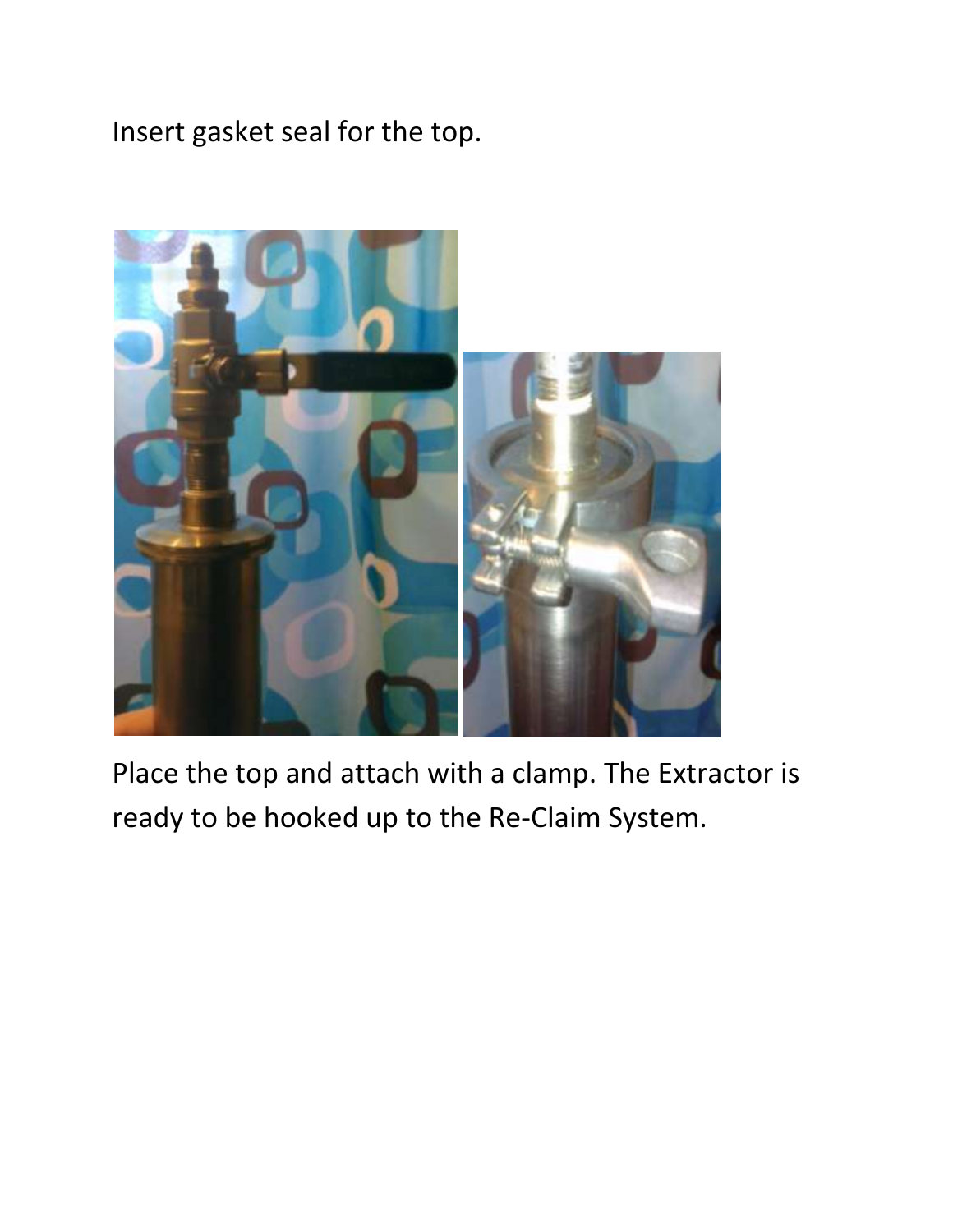Insert gasket seal for the top.

Place the top and attach with a clamp. The Extractor is ready to be hooked up to the Re-Claim System.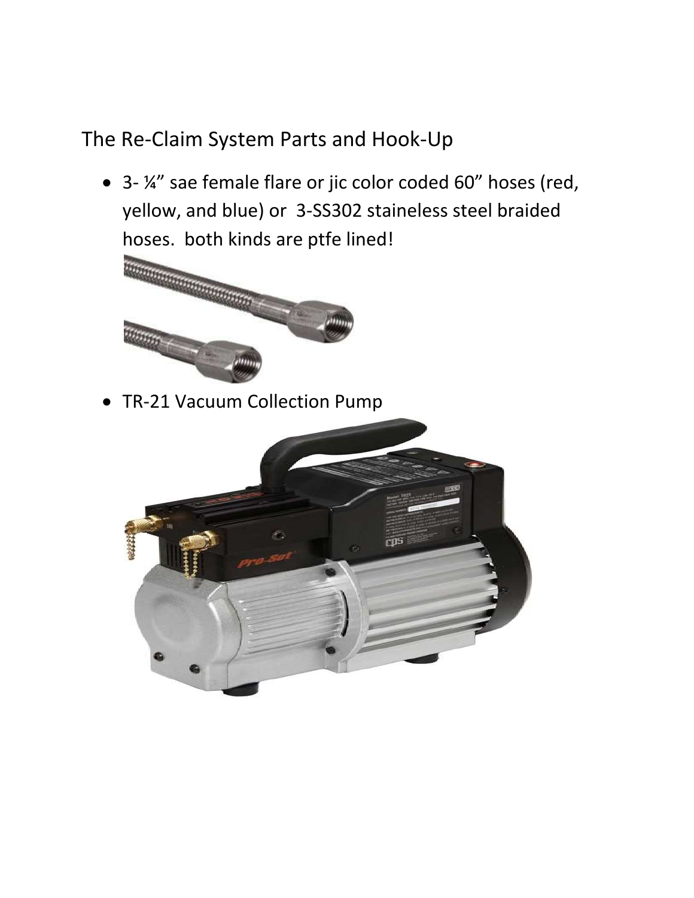## The Re-Claim System Parts and Hook-Up

- 3- ¼" sae female flare or jic color coded 60" hoses (red, yellow, and blue) or 3-SS302 staineless steel braided hoses. both kinds are ptfe lined!
- TR-21 Vacuum Collection Pump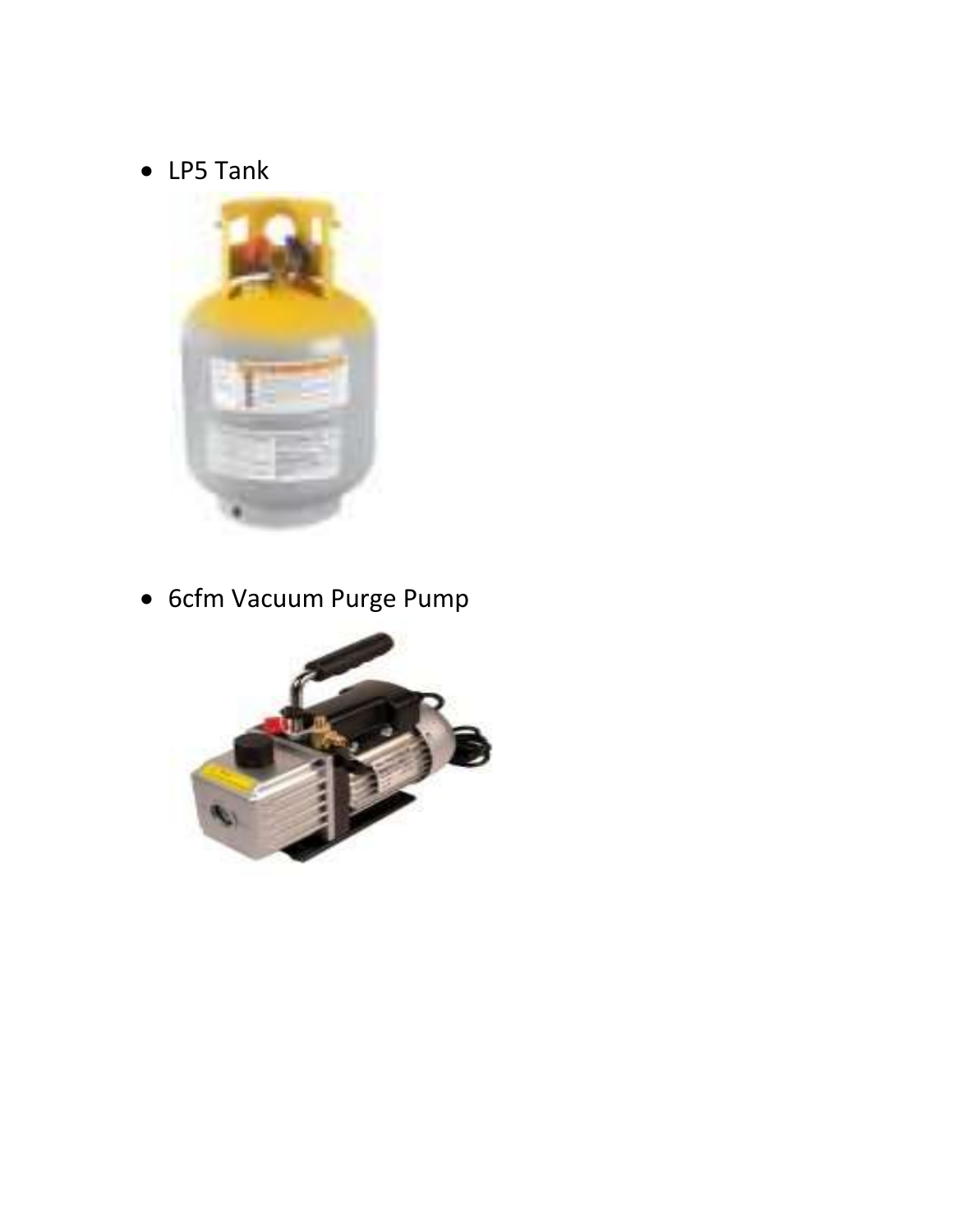- LP5 Tank
- 6cfm Vacuum Purge Pump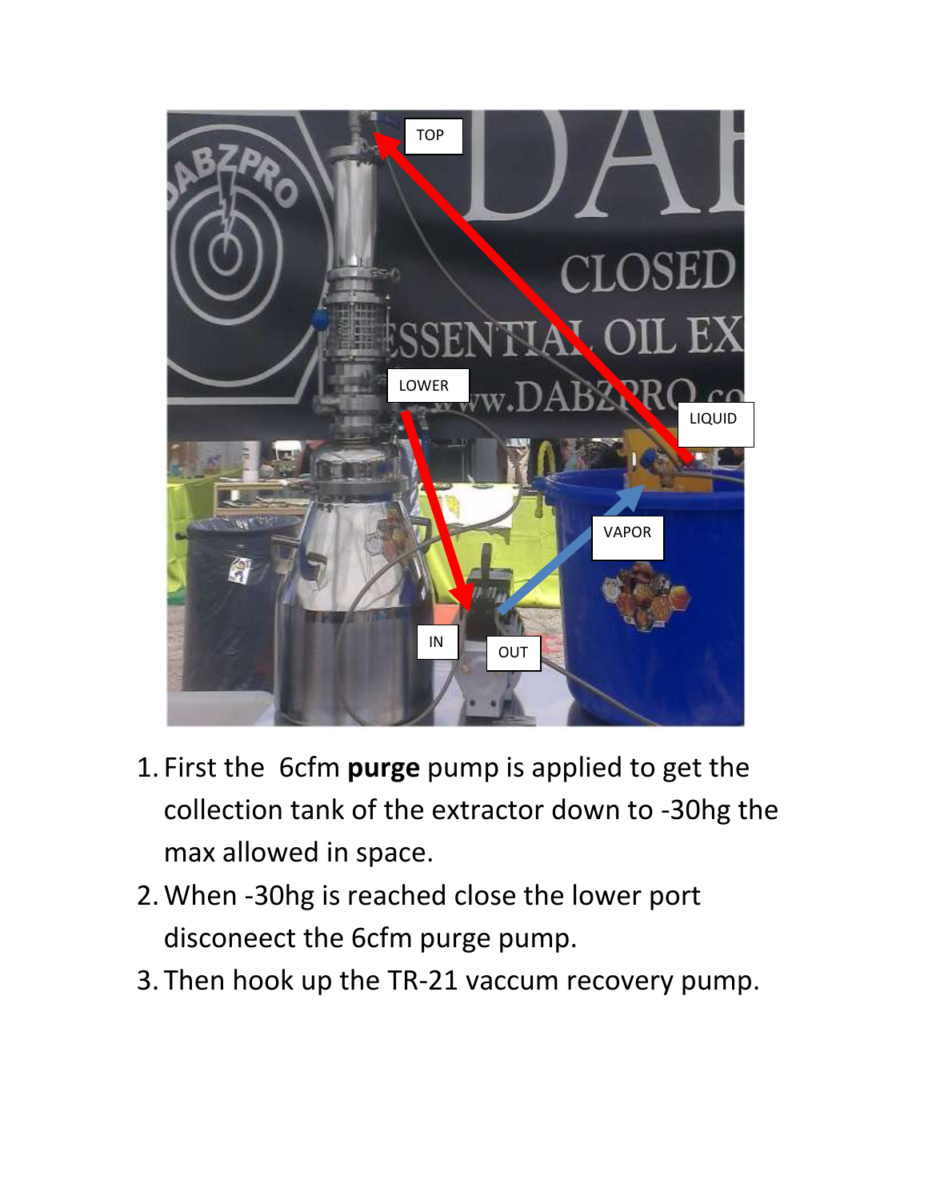1. First the 6cfm **purge** pump is applied to get the collection tank of the extractor down to -30hg the max allowed in space.
2. When -30hg is reached close the lower port disconeect the 6cfm purge pump.
3. Then hook up the TR-21 vaccum recovery pump.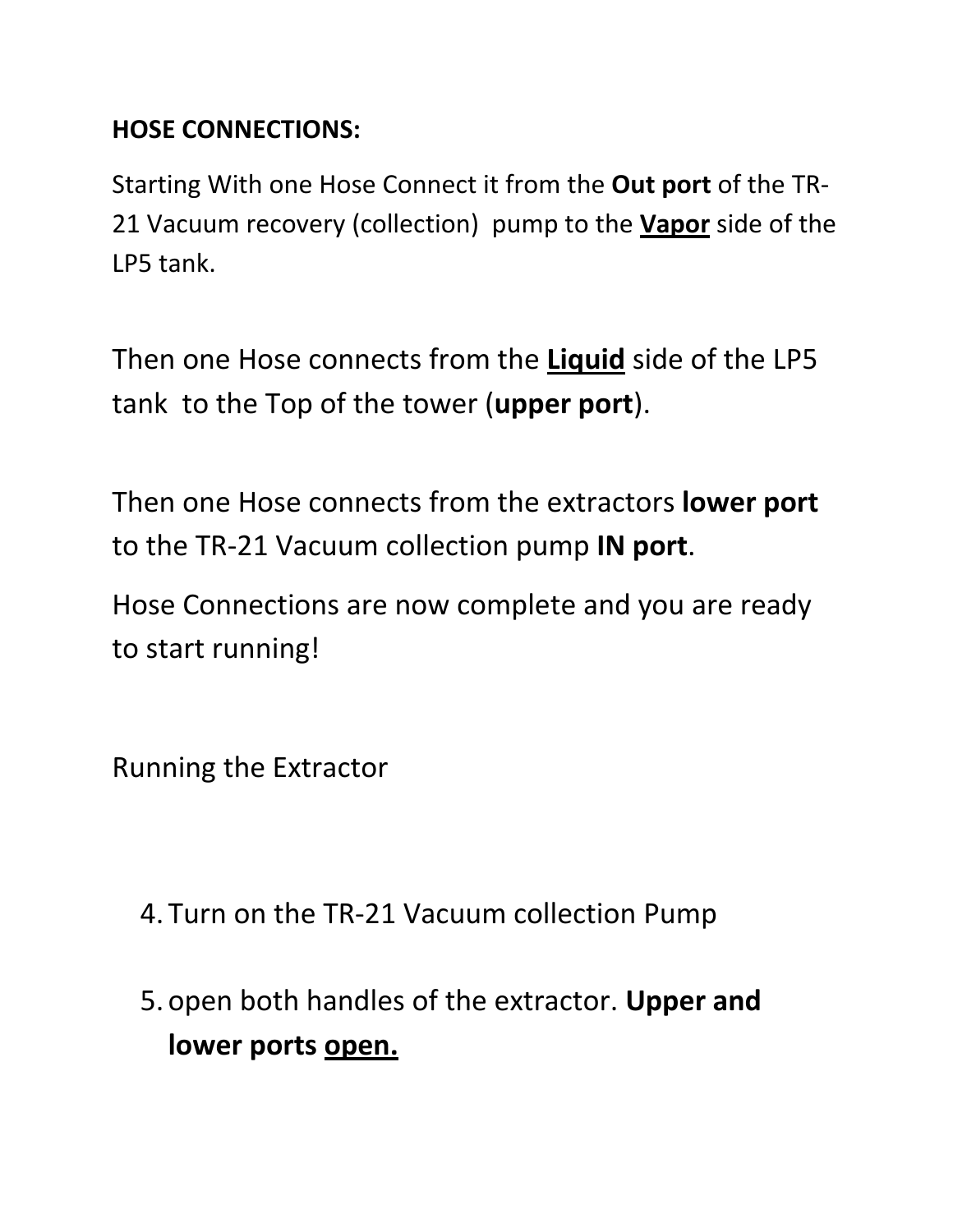**HOSE CONNECTIONS:**

Starting With one Hose Connect it from the **Out port** of the TR-21 Vacuum recovery (collection) pump to the <u>**Vapor**</u> side of the LP5 tank.

Then one Hose connects from the <u>**Liquid**</u> side of the LP5 tank to the Top of the tower (**upper port**).

Then one Hose connects from the extractors **lower port** to the TR-21 Vacuum collection pump **IN port**.

Hose Connections are now complete and you are ready to start running!

Running the Extractor

4. Turn on the TR-21 Vacuum collection Pump
5. open both handles of the extractor. **Upper and lower ports <u>open.</u>**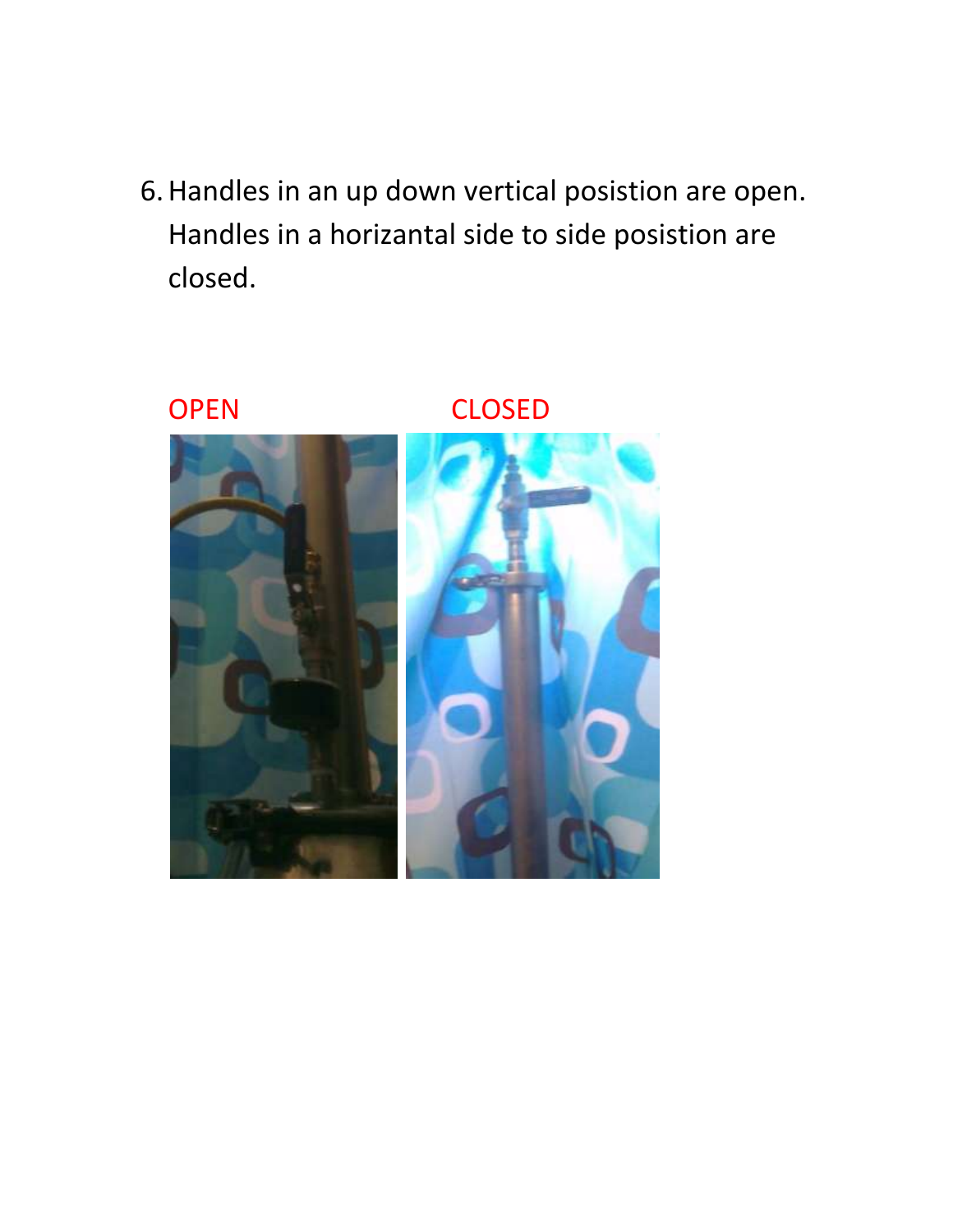6. Handles in an up down vertical posistion are open. Handles in a horizantal side to side posistion are closed.

OPEN

CLOSED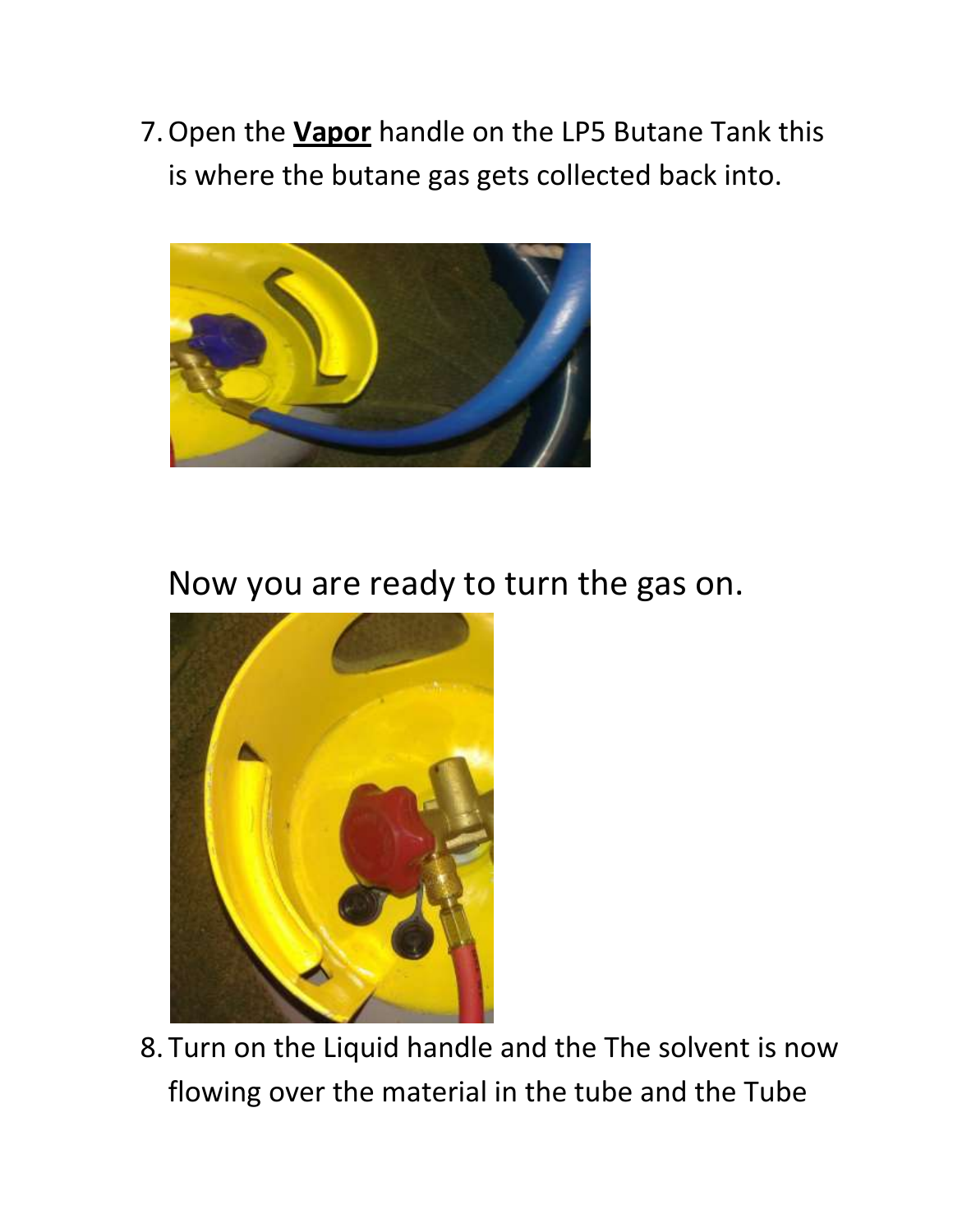7. Open the **<u>Vapor</u>** handle on the LP5 Butane Tank this is where the butane gas gets collected back into.

Now you are ready to turn the gas on.

8. Turn on the Liquid handle and the The solvent is now flowing over the material in the tube and the Tube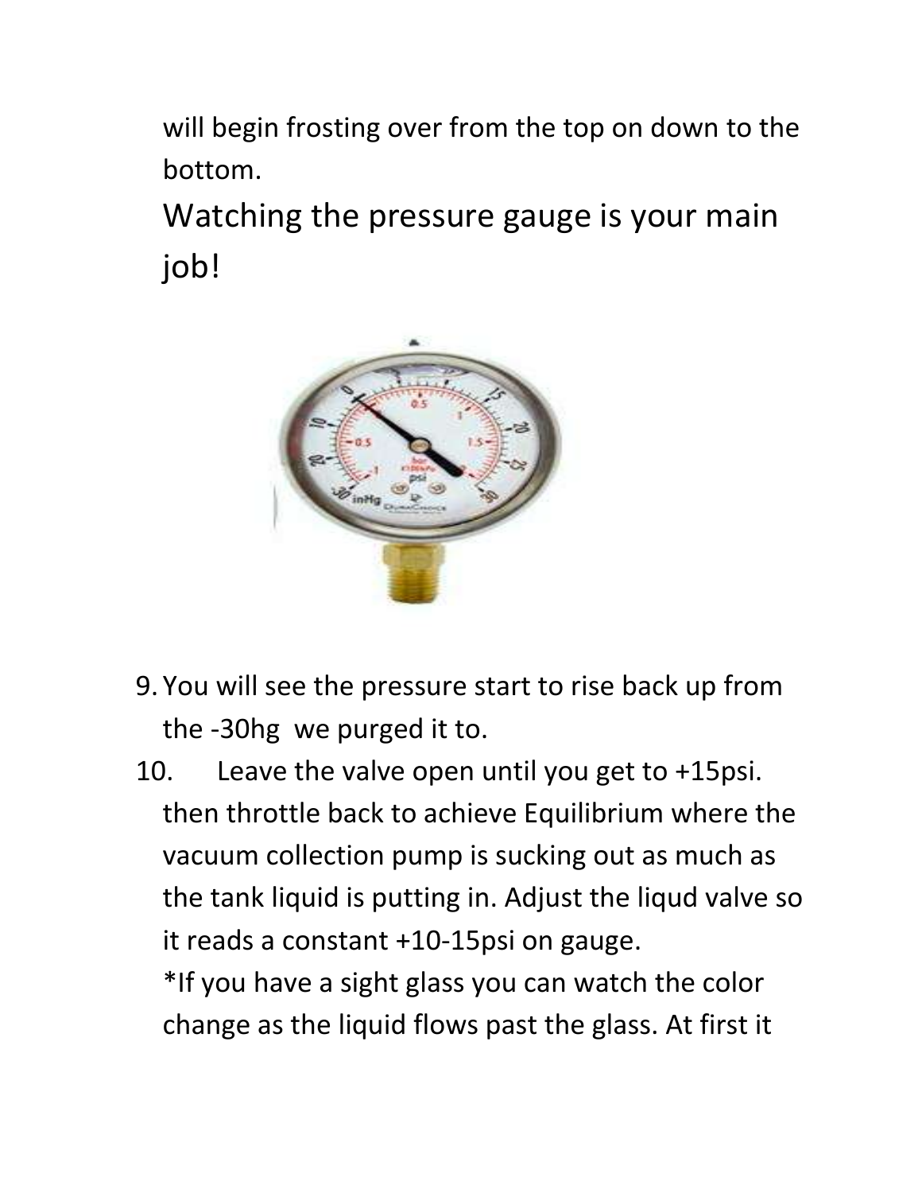will begin frosting over from the top on down to the bottom.

Watching the pressure gauge is your main job!

9. You will see the pressure start to rise back up from the -30hg we purged it to.
10. Leave the valve open until you get to +15psi. then throttle back to achieve Equilibrium where the vacuum collection pump is sucking out as much as the tank liquid is putting in. Adjust the liqud valve so it reads a constant +10-15psi on gauge.

*If you have a sight glass you can watch the color change as the liquid flows past the glass. At first it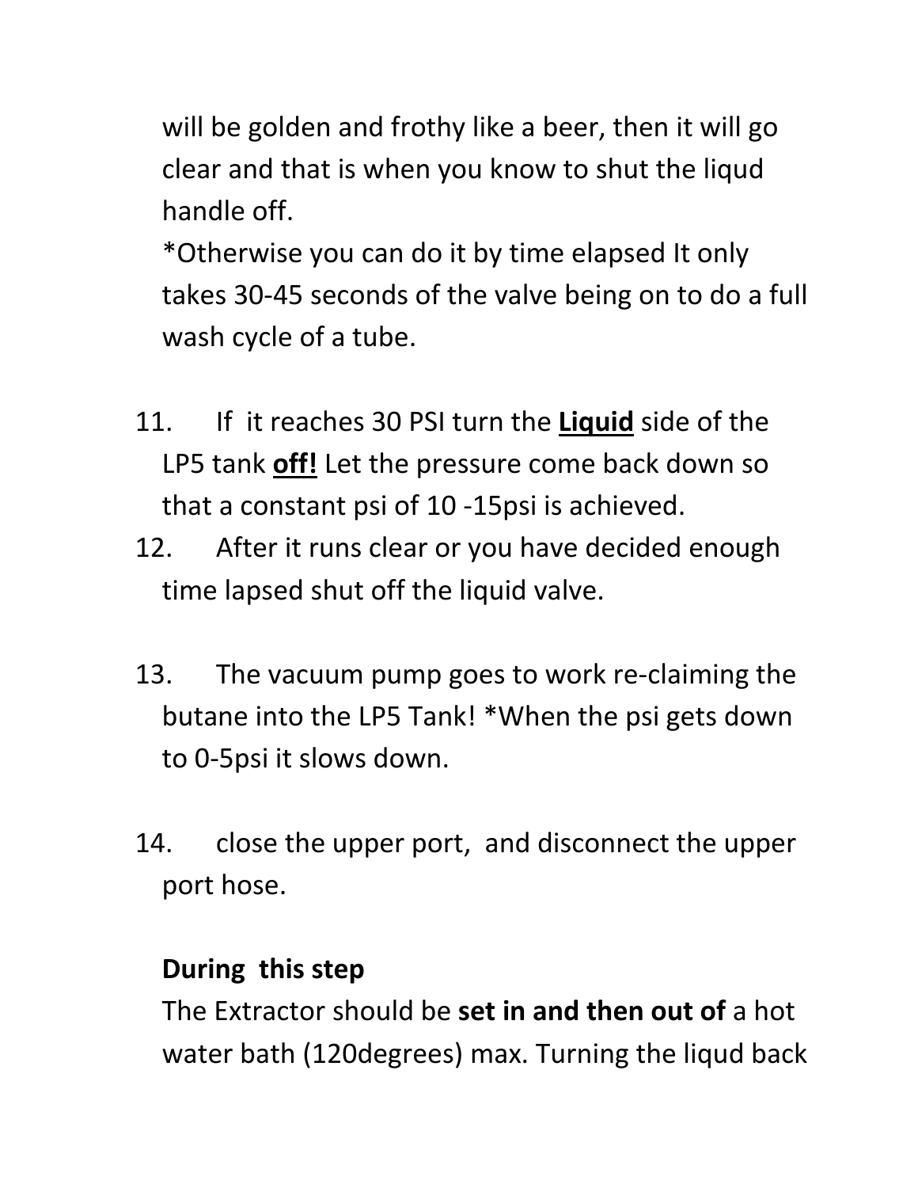will be golden and frothy like a beer, then it will go clear and that is when you know to shut the liqud handle off.
*Otherwise you can do it by time elapsed It only takes 30-45 seconds of the valve being on to do a full wash cycle of a tube.

11. If it reaches 30 PSI turn the **Liquid** side of the LP5 tank **off!** Let the pressure come back down so that a constant psi of 10 -15psi is achieved.
12. After it runs clear or you have decided enough time lapsed shut off the liquid valve.

13. The vacuum pump goes to work re-claiming the butane into the LP5 Tank! *When the psi gets down to 0-5psi it slows down.

14. close the upper port, and disconnect the upper port hose.

**During this step**
The Extractor should be **set in and then out of** a hot water bath (120degrees) max. Turning the liqud back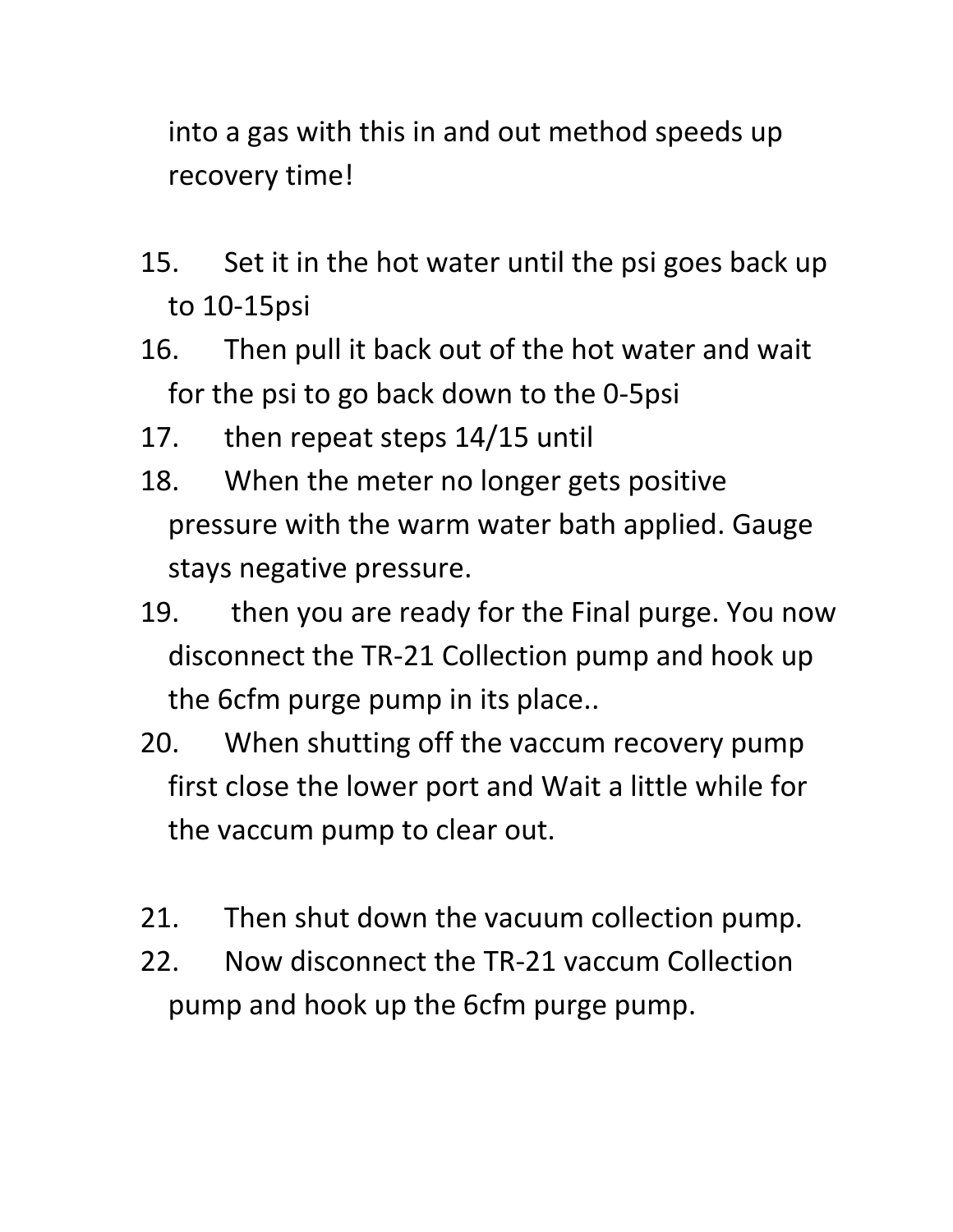into a gas with this in and out method speeds up recovery time!

15. Set it in the hot water until the psi goes back up to 10-15psi
16. Then pull it back out of the hot water and wait for the psi to go back down to the 0-5psi
17. then repeat steps 14/15 until
18. When the meter no longer gets positive pressure with the warm water bath applied. Gauge stays negative pressure.
19. then you are ready for the Final purge. You now disconnect the TR-21 Collection pump and hook up the 6cfm purge pump in its place..
20. When shutting off the vaccum recovery pump first close the lower port and Wait a little while for the vaccum pump to clear out.

21. Then shut down the vacuum collection pump.
22. Now disconnect the TR-21 vaccum Collection pump and hook up the 6cfm purge pump.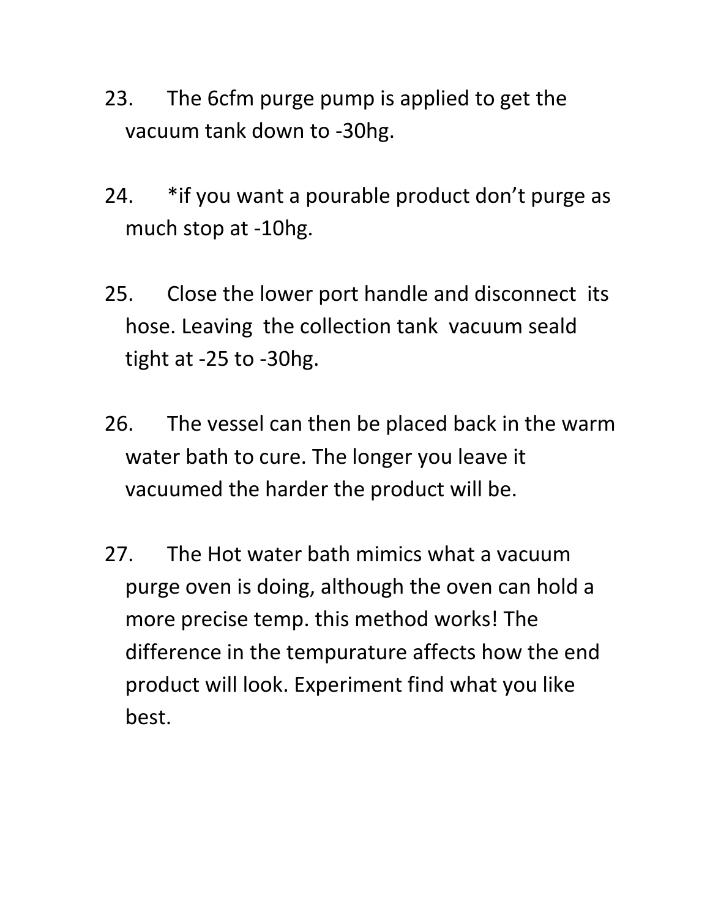23. The 6cfm purge pump is applied to get the vacuum tank down to -30hg.

24. *if you want a pourable product don't purge as much stop at -10hg.

25. Close the lower port handle and disconnect  its hose. Leaving  the collection tank  vacuum seald tight at -25 to -30hg.

26. The vessel can then be placed back in the warm water bath to cure. The longer you leave it vacuumed the harder the product will be.

27. The Hot water bath mimics what a vacuum purge oven is doing, although the oven can hold a more precise temp. this method works! The difference in the tempurature affects how the end product will look. Experiment find what you like best.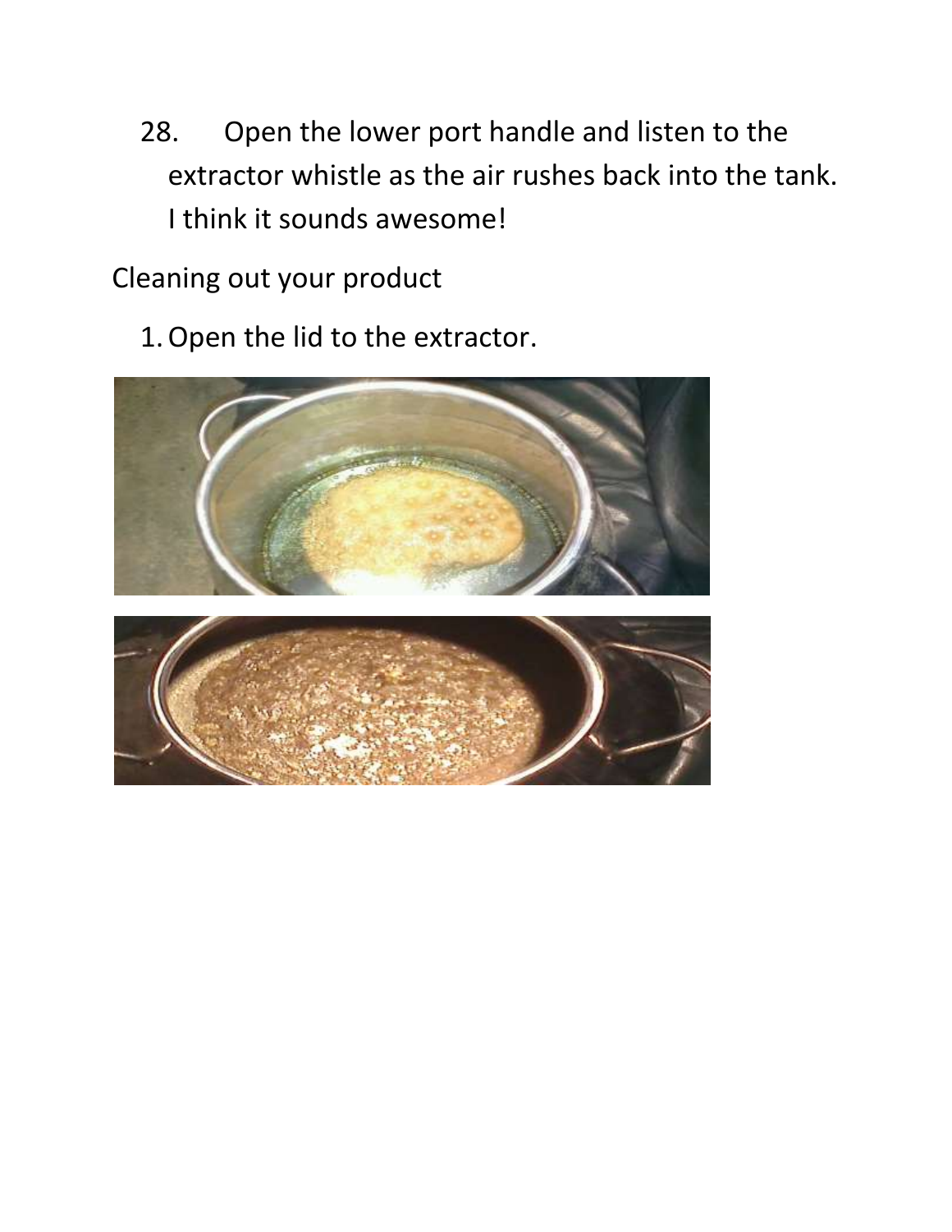28. Open the lower port handle and listen to the extractor whistle as the air rushes back into the tank. I think it sounds awesome!

Cleaning out your product

1. Open the lid to the extractor.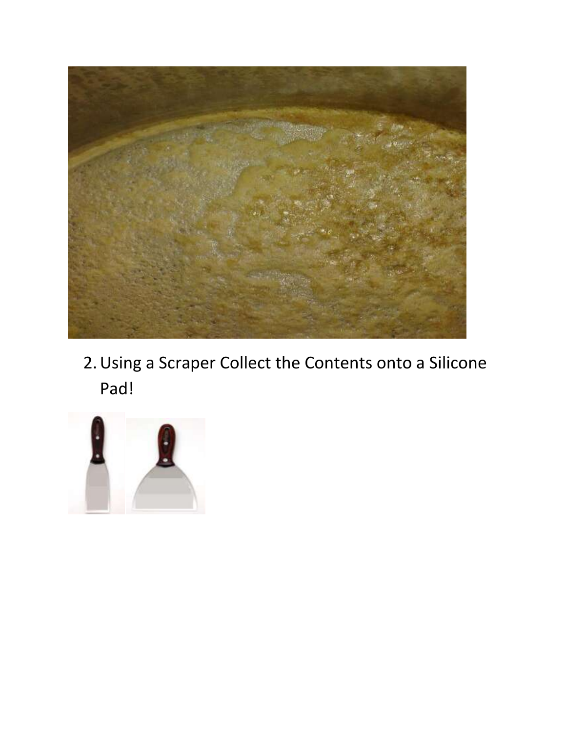2. Using a Scraper Collect the Contents onto a Silicone Pad!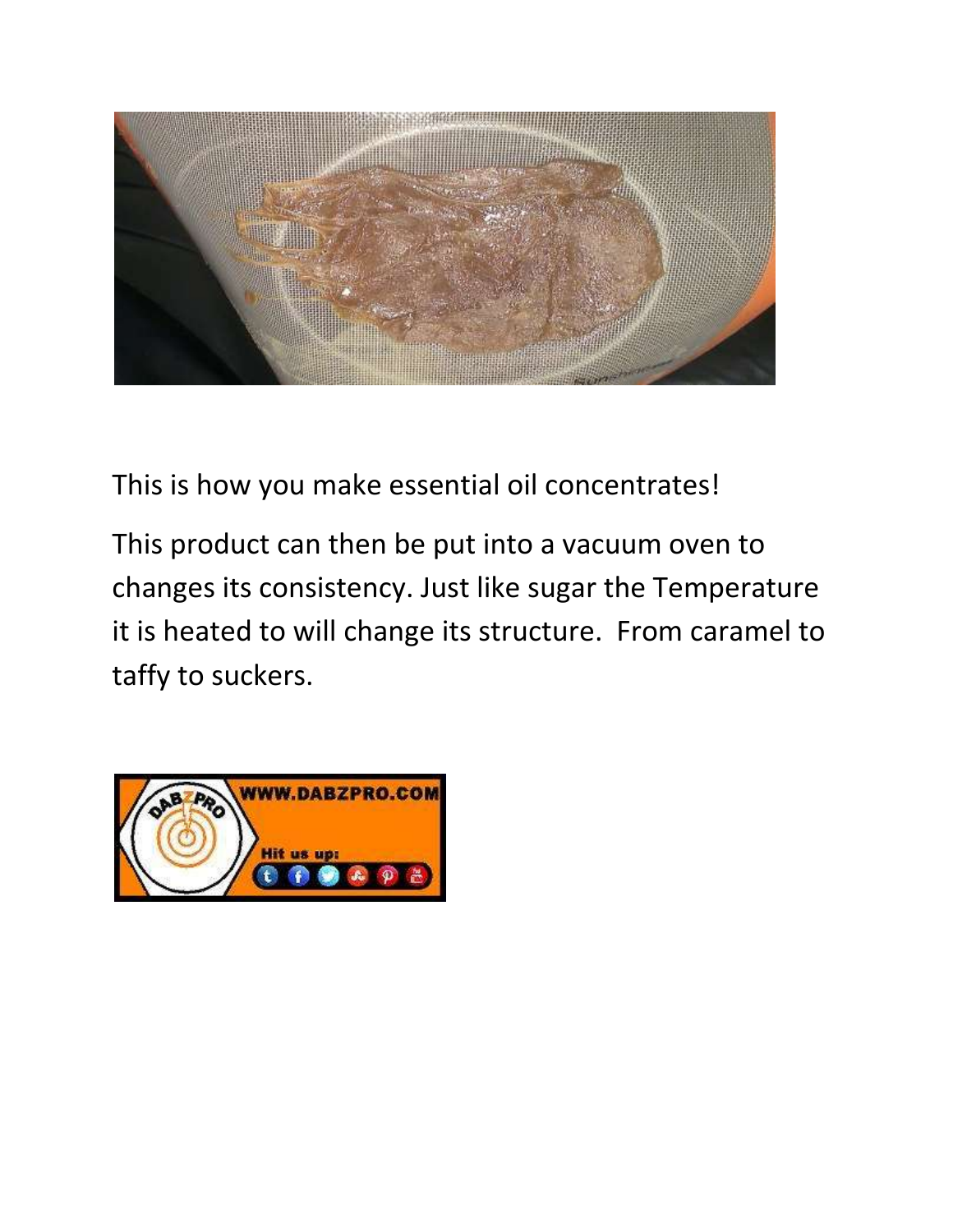This is how you make essential oil concentrates!

This product can then be put into a vacuum oven to changes its consistency. Just like sugar the Temperature it is heated to will change its structure. From caramel to taffy to suckers.